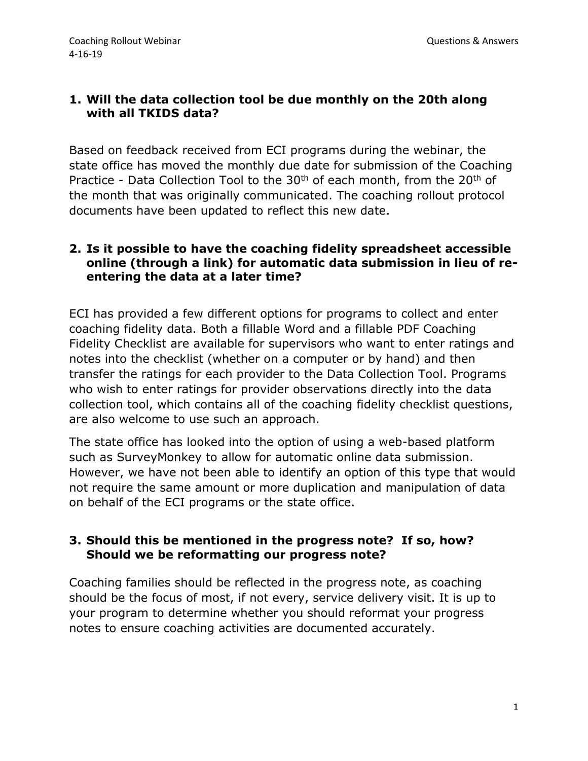Coaching Rollout Webinar

4-16-19

Questions & Answers

1. **Will the data collection tool be due monthly on the 20th along with all TKIDS data?**

Based on feedback received from ECI programs during the webinar, the state office has moved the monthly due date for submission of the Coaching Practice - Data Collection Tool to the 30th of each month, from the 20th of the month that was originally communicated. The coaching rollout protocol documents have been updated to reflect this new date.

2. **Is it possible to have the coaching fidelity spreadsheet accessible online (through a link) for automatic data submission in lieu of re-entering the data at a later time?**

ECI has provided a few different options for programs to collect and enter coaching fidelity data. Both a fillable Word and a fillable PDF Coaching Fidelity Checklist are available for supervisors who want to enter ratings and notes into the checklist (whether on a computer or by hand) and then transfer the ratings for each provider to the Data Collection Tool. Programs who wish to enter ratings for provider observations directly into the data collection tool, which contains all of the coaching fidelity checklist questions, are also welcome to use such an approach.

The state office has looked into the option of using a web-based platform such as SurveyMonkey to allow for automatic online data submission. However, we have not been able to identify an option of this type that would not require the same amount or more duplication and manipulation of data on behalf of the ECI programs or the state office.

3. **Should this be mentioned in the progress note? If so, how? Should we be reformatting our progress note?**

Coaching families should be reflected in the progress note, as coaching should be the focus of most, if not every, service delivery visit. It is up to your program to determine whether you should reformat your progress notes to ensure coaching activities are documented accurately.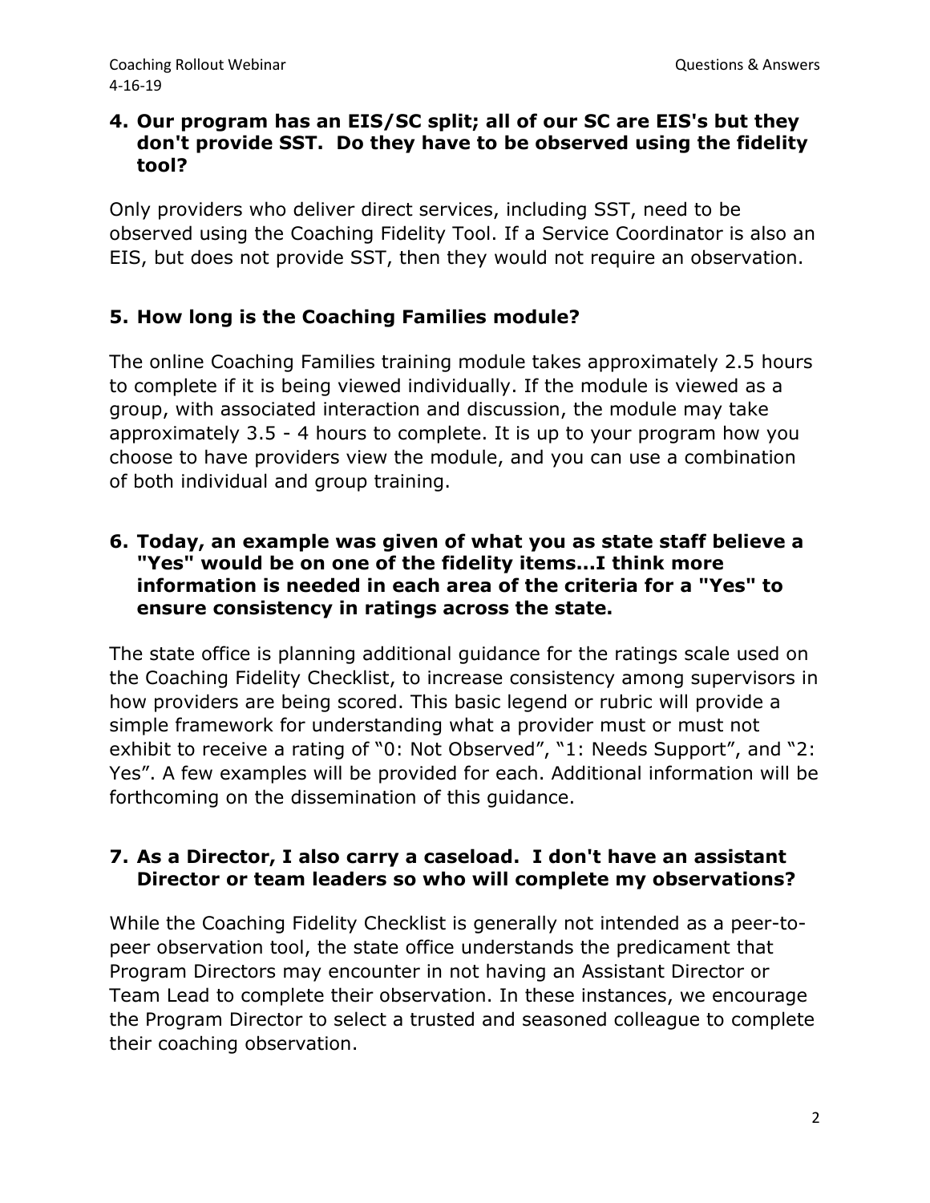**4. Our program has an EIS/SC split; all of our SC are EIS's but they don't provide SST. Do they have to be observed using the fidelity tool?**

Only providers who deliver direct services, including SST, need to be observed using the Coaching Fidelity Tool. If a Service Coordinator is also an EIS, but does not provide SST, then they would not require an observation.

**5. How long is the Coaching Families module?**

The online Coaching Families training module takes approximately 2.5 hours to complete if it is being viewed individually. If the module is viewed as a group, with associated interaction and discussion, the module may take approximately 3.5 - 4 hours to complete. It is up to your program how you choose to have providers view the module, and you can use a combination of both individual and group training.

**6. Today, an example was given of what you as state staff believe a "Yes" would be on one of the fidelity items...I think more information is needed in each area of the criteria for a "Yes" to ensure consistency in ratings across the state.**

The state office is planning additional guidance for the ratings scale used on the Coaching Fidelity Checklist, to increase consistency among supervisors in how providers are being scored. This basic legend or rubric will provide a simple framework for understanding what a provider must or must not exhibit to receive a rating of "0: Not Observed", "1: Needs Support", and "2: Yes". A few examples will be provided for each. Additional information will be forthcoming on the dissemination of this guidance.

**7. As a Director, I also carry a caseload. I don't have an assistant Director or team leaders so who will complete my observations?**

While the Coaching Fidelity Checklist is generally not intended as a peer-to-peer observation tool, the state office understands the predicament that Program Directors may encounter in not having an Assistant Director or Team Lead to complete their observation. In these instances, we encourage the Program Director to select a trusted and seasoned colleague to complete their coaching observation.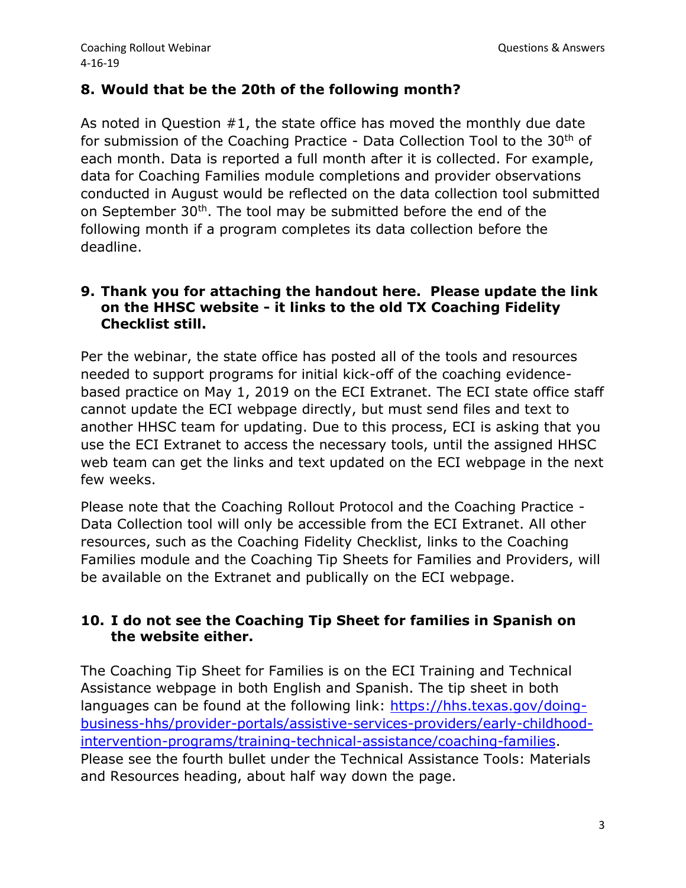### 8. Would that be the 20th of the following month?

As noted in Question #1, the state office has moved the monthly due date for submission of the Coaching Practice - Data Collection Tool to the 30th of each month. Data is reported a full month after it is collected. For example, data for Coaching Families module completions and provider observations conducted in August would be reflected on the data collection tool submitted on September 30th. The tool may be submitted before the end of the following month if a program completes its data collection before the deadline.

### 9. Thank you for attaching the handout here. Please update the link on the HHSC website - it links to the old TX Coaching Fidelity Checklist still.

Per the webinar, the state office has posted all of the tools and resources needed to support programs for initial kick-off of the coaching evidence-based practice on May 1, 2019 on the ECI Extranet. The ECI state office staff cannot update the ECI webpage directly, but must send files and text to another HHSC team for updating. Due to this process, ECI is asking that you use the ECI Extranet to access the necessary tools, until the assigned HHSC web team can get the links and text updated on the ECI webpage in the next few weeks.

Please note that the Coaching Rollout Protocol and the Coaching Practice - Data Collection tool will only be accessible from the ECI Extranet. All other resources, such as the Coaching Fidelity Checklist, links to the Coaching Families module and the Coaching Tip Sheets for Families and Providers, will be available on the Extranet and publically on the ECI webpage.

### 10. I do not see the Coaching Tip Sheet for families in Spanish on the website either.

The Coaching Tip Sheet for Families is on the ECI Training and Technical Assistance webpage in both English and Spanish. The tip sheet in both languages can be found at the following link: [https://hhs.texas.gov/doing-business-hhs/provider-portals/assistive-services-providers/early-childhood-intervention-programs/training-technical-assistance/coaching-families](https://hhs.texas.gov/doing-business-hhs/provider-portals/assistive-services-providers/early-childhood-intervention-programs/training-technical-assistance/coaching-families). Please see the fourth bullet under the Technical Assistance Tools: Materials and Resources heading, about half way down the page.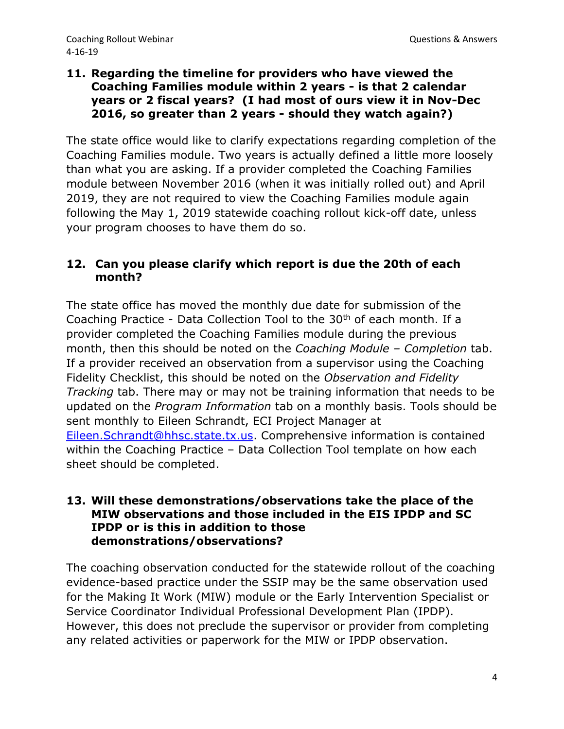**11. Regarding the timeline for providers who have viewed the Coaching Families module within 2 years - is that 2 calendar years or 2 fiscal years? (I had most of ours view it in Nov-Dec 2016, so greater than 2 years - should they watch again?)**

The state office would like to clarify expectations regarding completion of the Coaching Families module. Two years is actually defined a little more loosely than what you are asking. If a provider completed the Coaching Families module between November 2016 (when it was initially rolled out) and April 2019, they are not required to view the Coaching Families module again following the May 1, 2019 statewide coaching rollout kick-off date, unless your program chooses to have them do so.

**12. Can you please clarify which report is due the 20th of each month?**

The state office has moved the monthly due date for submission of the Coaching Practice - Data Collection Tool to the 30th of each month. If a provider completed the Coaching Families module during the previous month, then this should be noted on the *Coaching Module – Completion* tab. If a provider received an observation from a supervisor using the Coaching Fidelity Checklist, this should be noted on the *Observation and Fidelity Tracking* tab. There may or may not be training information that needs to be updated on the *Program Information* tab on a monthly basis. Tools should be sent monthly to Eileen Schrandt, ECI Project Manager at Eileen.Schrandt@hhsc.state.tx.us. Comprehensive information is contained within the Coaching Practice – Data Collection Tool template on how each sheet should be completed.

**13. Will these demonstrations/observations take the place of the MIW observations and those included in the EIS IPDP and SC IPDP or is this in addition to those demonstrations/observations?**

The coaching observation conducted for the statewide rollout of the coaching evidence-based practice under the SSIP may be the same observation used for the Making It Work (MIW) module or the Early Intervention Specialist or Service Coordinator Individual Professional Development Plan (IPDP). However, this does not preclude the supervisor or provider from completing any related activities or paperwork for the MIW or IPDP observation.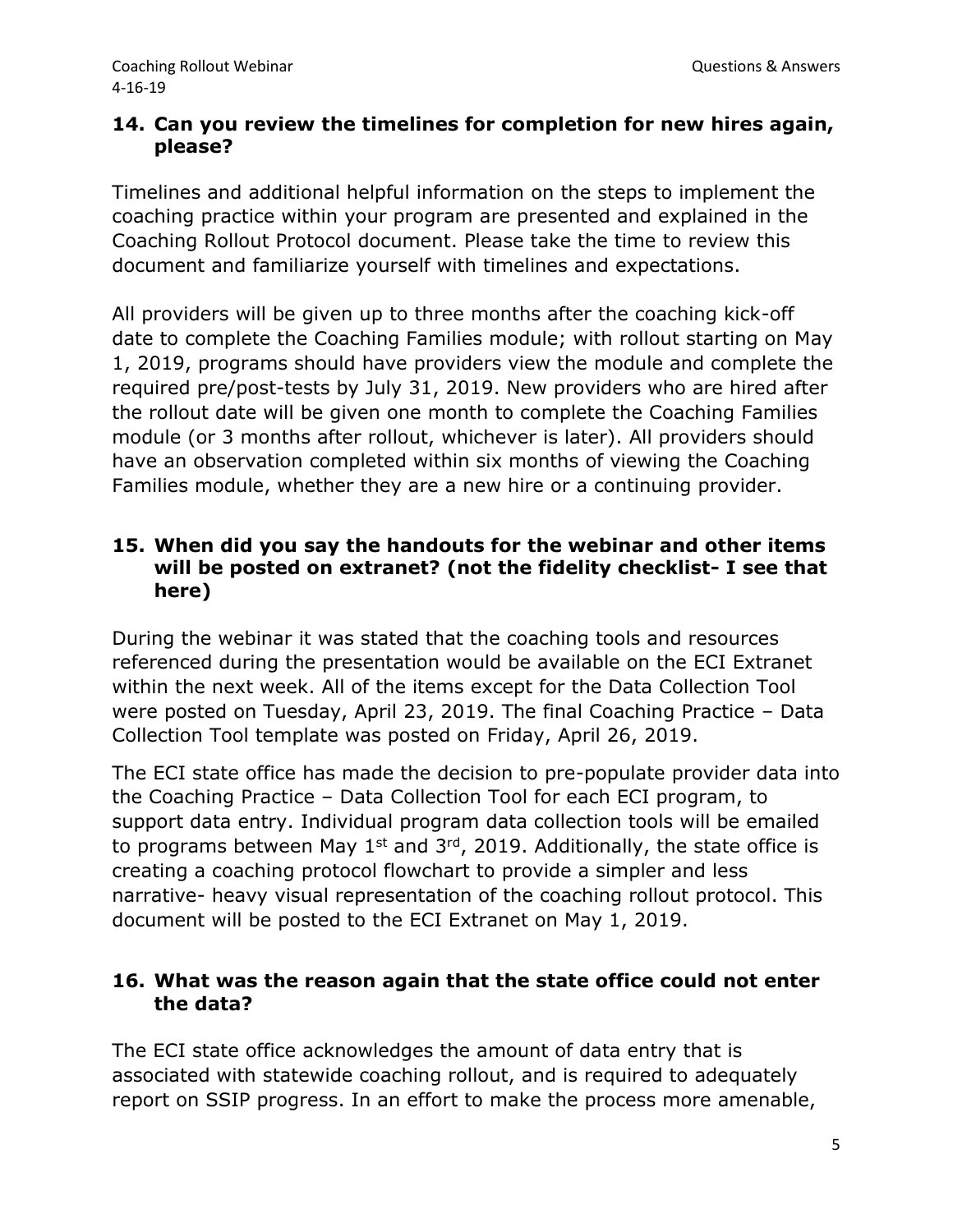### 14. Can you review the timelines for completion for new hires again, please?

Timelines and additional helpful information on the steps to implement the coaching practice within your program are presented and explained in the Coaching Rollout Protocol document. Please take the time to review this document and familiarize yourself with timelines and expectations.

All providers will be given up to three months after the coaching kick-off date to complete the Coaching Families module; with rollout starting on May 1, 2019, programs should have providers view the module and complete the required pre/post-tests by July 31, 2019. New providers who are hired after the rollout date will be given one month to complete the Coaching Families module (or 3 months after rollout, whichever is later). All providers should have an observation completed within six months of viewing the Coaching Families module, whether they are a new hire or a continuing provider.

### 15. When did you say the handouts for the webinar and other items will be posted on extranet? (not the fidelity checklist- I see that here)

During the webinar it was stated that the coaching tools and resources referenced during the presentation would be available on the ECI Extranet within the next week. All of the items except for the Data Collection Tool were posted on Tuesday, April 23, 2019. The final Coaching Practice – Data Collection Tool template was posted on Friday, April 26, 2019.

The ECI state office has made the decision to pre-populate provider data into the Coaching Practice – Data Collection Tool for each ECI program, to support data entry. Individual program data collection tools will be emailed to programs between May 1st and 3rd, 2019. Additionally, the state office is creating a coaching protocol flowchart to provide a simpler and less narrative- heavy visual representation of the coaching rollout protocol. This document will be posted to the ECI Extranet on May 1, 2019.

### 16. What was the reason again that the state office could not enter the data?

The ECI state office acknowledges the amount of data entry that is associated with statewide coaching rollout, and is required to adequately report on SSIP progress. In an effort to make the process more amenable,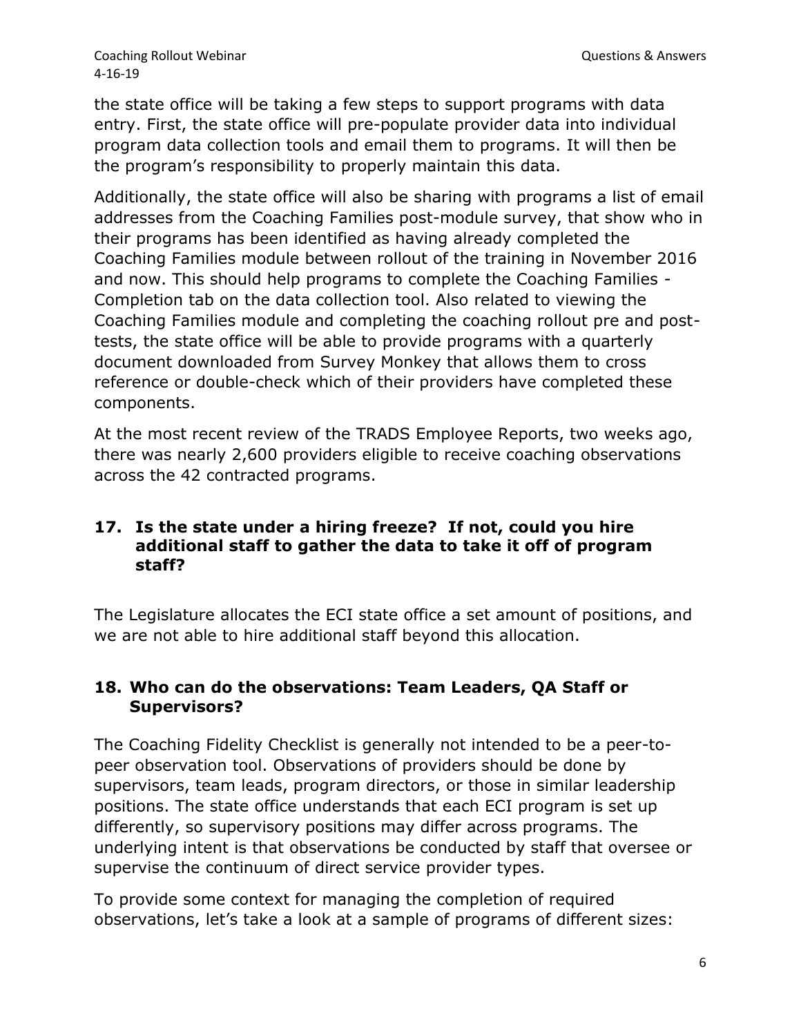the state office will be taking a few steps to support programs with data entry. First, the state office will pre-populate provider data into individual program data collection tools and email them to programs. It will then be the program's responsibility to properly maintain this data.

Additionally, the state office will also be sharing with programs a list of email addresses from the Coaching Families post-module survey, that show who in their programs has been identified as having already completed the Coaching Families module between rollout of the training in November 2016 and now. This should help programs to complete the Coaching Families - Completion tab on the data collection tool. Also related to viewing the Coaching Families module and completing the coaching rollout pre and post-tests, the state office will be able to provide programs with a quarterly document downloaded from Survey Monkey that allows them to cross reference or double-check which of their providers have completed these components.

At the most recent review of the TRADS Employee Reports, two weeks ago, there was nearly 2,600 providers eligible to receive coaching observations across the 42 contracted programs.

### 17. Is the state under a hiring freeze? If not, could you hire additional staff to gather the data to take it off of program staff?

The Legislature allocates the ECI state office a set amount of positions, and we are not able to hire additional staff beyond this allocation.

### 18. Who can do the observations: Team Leaders, QA Staff or Supervisors?

The Coaching Fidelity Checklist is generally not intended to be a peer-to-peer observation tool. Observations of providers should be done by supervisors, team leads, program directors, or those in similar leadership positions. The state office understands that each ECI program is set up differently, so supervisory positions may differ across programs. The underlying intent is that observations be conducted by staff that oversee or supervise the continuum of direct service provider types.

To provide some context for managing the completion of required observations, let's take a look at a sample of programs of different sizes: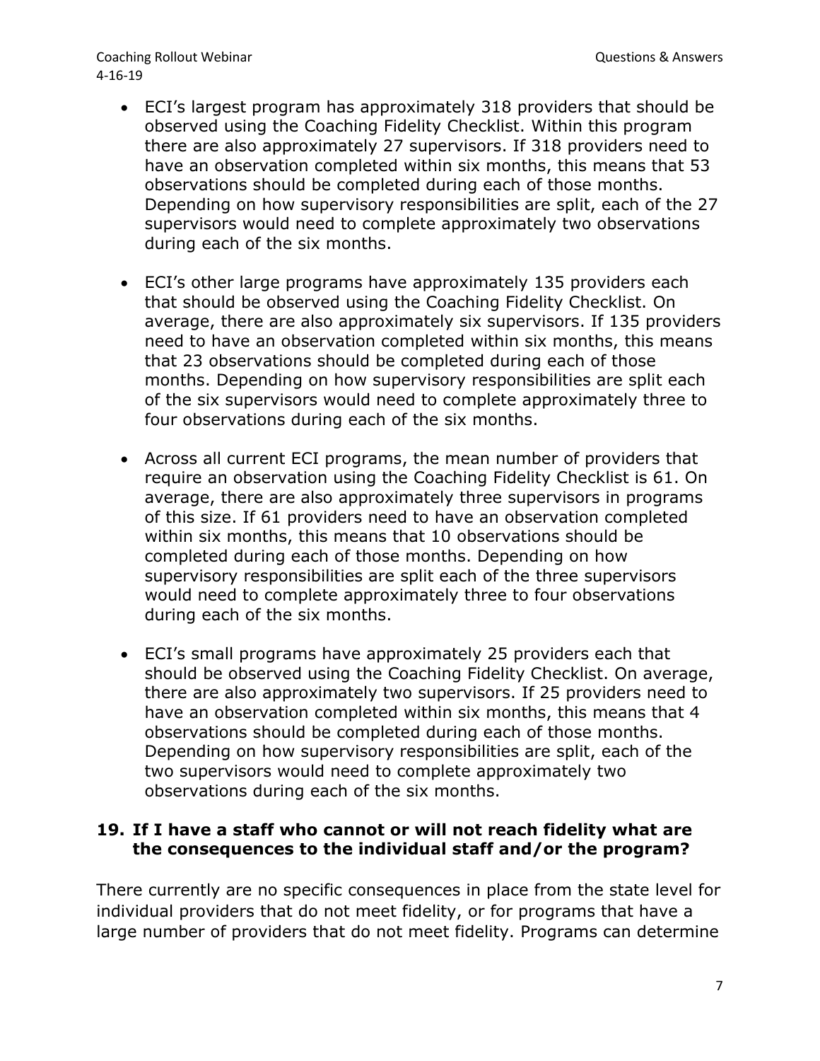- ECI's largest program has approximately 318 providers that should be observed using the Coaching Fidelity Checklist. Within this program there are also approximately 27 supervisors. If 318 providers need to have an observation completed within six months, this means that 53 observations should be completed during each of those months. Depending on how supervisory responsibilities are split, each of the 27 supervisors would need to complete approximately two observations during each of the six months.

- ECI's other large programs have approximately 135 providers each that should be observed using the Coaching Fidelity Checklist. On average, there are also approximately six supervisors. If 135 providers need to have an observation completed within six months, this means that 23 observations should be completed during each of those months. Depending on how supervisory responsibilities are split each of the six supervisors would need to complete approximately three to four observations during each of the six months.

- Across all current ECI programs, the mean number of providers that require an observation using the Coaching Fidelity Checklist is 61. On average, there are also approximately three supervisors in programs of this size. If 61 providers need to have an observation completed within six months, this means that 10 observations should be completed during each of those months. Depending on how supervisory responsibilities are split each of the three supervisors would need to complete approximately three to four observations during each of the six months.

- ECI's small programs have approximately 25 providers each that should be observed using the Coaching Fidelity Checklist. On average, there are also approximately two supervisors. If 25 providers need to have an observation completed within six months, this means that 4 observations should be completed during each of those months. Depending on how supervisory responsibilities are split, each of the two supervisors would need to complete approximately two observations during each of the six months.

## 19. If I have a staff who cannot or will not reach fidelity what are the consequences to the individual staff and/or the program?

There currently are no specific consequences in place from the state level for individual providers that do not meet fidelity, or for programs that have a large number of providers that do not meet fidelity. Programs can determine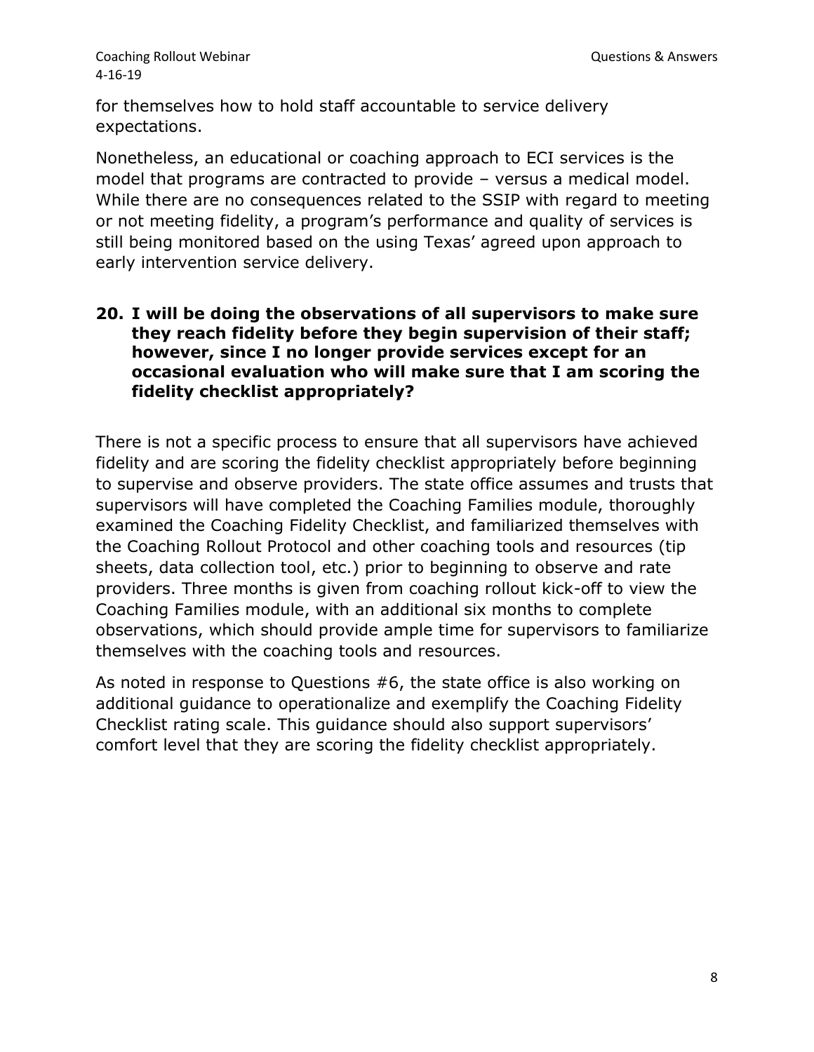for themselves how to hold staff accountable to service delivery expectations.

Nonetheless, an educational or coaching approach to ECI services is the model that programs are contracted to provide – versus a medical model. While there are no consequences related to the SSIP with regard to meeting or not meeting fidelity, a program's performance and quality of services is still being monitored based on the using Texas' agreed upon approach to early intervention service delivery.

**20. I will be doing the observations of all supervisors to make sure they reach fidelity before they begin supervision of their staff; however, since I no longer provide services except for an occasional evaluation who will make sure that I am scoring the fidelity checklist appropriately?**

There is not a specific process to ensure that all supervisors have achieved fidelity and are scoring the fidelity checklist appropriately before beginning to supervise and observe providers. The state office assumes and trusts that supervisors will have completed the Coaching Families module, thoroughly examined the Coaching Fidelity Checklist, and familiarized themselves with the Coaching Rollout Protocol and other coaching tools and resources (tip sheets, data collection tool, etc.) prior to beginning to observe and rate providers. Three months is given from coaching rollout kick-off to view the Coaching Families module, with an additional six months to complete observations, which should provide ample time for supervisors to familiarize themselves with the coaching tools and resources.

As noted in response to Questions #6, the state office is also working on additional guidance to operationalize and exemplify the Coaching Fidelity Checklist rating scale. This guidance should also support supervisors' comfort level that they are scoring the fidelity checklist appropriately.